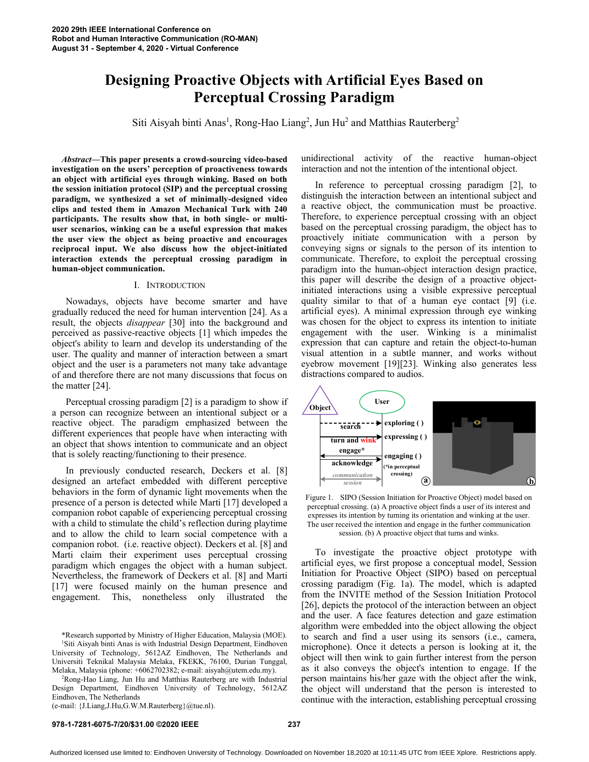# Designing Proactive Objects with Artificial Eyes Based on Perceptual Crossing Paradigm

Siti Aisyah binti Anas[1], Rong-Hao Liang[2], Jun Hu[2] and Matthias Rauterberg[2]

***Abstract*—This paper presents a crowd-sourcing video-based investigation on the users' perception of proactiveness towards an object with artificial eyes through winking. Based on both the session initiation protocol (SIP) and the perceptual crossing paradigm, we synthesized a set of minimally-designed video clips and tested them in Amazon Mechanical Turk with 240 participants. The results show that, in both single- or multi-user scenarios, winking can be a useful expression that makes the user view the object as being proactive and encourages reciprocal input. We also discuss how the object-initiated interaction extends the perceptual crossing paradigm in human-object communication.**

## I. Introduction

Nowadays, objects have become smarter and have gradually reduced the need for human intervention [24]. As a result, the objects *disappear* [30] into the background and perceived as passive-reactive objects [1] which impedes the object's ability to learn and develop its understanding of the user. The quality and manner of interaction between a smart object and the user is a parameters not many take advantage of and therefore there are not many discussions that focus on the matter [24].

Perceptual crossing paradigm [2] is a paradigm to show if a person can recognize between an intentional subject or a reactive object. The paradigm emphasized between the different experiences that people have when interacting with an object that shows intention to communicate and an object that is solely reacting/functioning to their presence.

In previously conducted research, Deckers et al. [8] designed an artefact embedded with different perceptive behaviors in the form of dynamic light movements when the presence of a person is detected while Marti [17] developed a companion robot capable of experiencing perceptual crossing with a child to stimulate the child's reflection during playtime and to allow the child to learn social competence with a companion robot. (i.e. reactive object). Deckers et al. [8] and Marti claim their experiment uses perceptual crossing paradigm which engages the object with a human subject. Nevertheless, the framework of Deckers et al. [8] and Marti [17] were focused mainly on the human presence and engagement. This, nonetheless only illustrated the unidirectional activity of the reactive human-object interaction and not the intention of the intentional object.

In reference to perceptual crossing paradigm [2], to distinguish the interaction between an intentional subject and a reactive object, the communication must be proactive. Therefore, to experience perceptual crossing with an object based on the perceptual crossing paradigm, the object has to proactively initiate communication with a person by conveying signs or signals to the person of its intention to communicate. Therefore, to exploit the perceptual crossing paradigm into the human-object interaction design practice, this paper will describe the design of a proactive object-initiated interactions using a visible expressive perceptual quality similar to that of a human eye contact [9] (i.e. artificial eyes). A minimal expression through eye winking was chosen for the object to express its intention to initiate engagement with the user. Winking is a minimalist expression that can capture and retain the object-to-human visual attention in a subtle manner, and works without eyebrow movement [19][23]. Winking also generates less distractions compared to audios.

Figure 1. SIPO (Session Initiation for Proactive Object) model based on perceptual crossing. (a) A proactive object finds a user of its interest and expresses its intention by turning its orientation and winking at the user. The user received the intention and engage in the further communication session. (b) A proactive object that turns and winks.

To investigate the proactive object prototype with artificial eyes, we first propose a conceptual model, Session Initiation for Proactive Object (SIPO) based on perceptual crossing paradigm (Fig. 1a). The model, which is adapted from the INVITE method of the Session Initiation Protocol [26], depicts the protocol of the interaction between an object and the user. A face features detection and gaze estimation algorithm were embedded into the object allowing the object to search and find a user using its sensors (i.e., camera, microphone). Once it detects a person is looking at it, the object will then wink to gain further interest from the person as it also conveys the object's intention to engage. If the person maintains his/her gaze with the object after the wink, the object will understand that the person is interested to continue with the interaction, establishing perceptual crossing

*Research supported by Ministry of Higher Education, Malaysia (MOE).

[1]Siti Aisyah binti Anas is with Industrial Design Department, Eindhoven University of Technology, 5612AZ Eindhoven, The Netherlands and Universiti Teknikal Malaysia Melaka, FKEKK, 76100, Durian Tunggal, Melaka, Malaysia (phone: +6062702382; e-mail: aisyah@utem.edu.my).

[2]Rong-Hao Liang, Jun Hu and Matthias Rauterberg are with Industrial Design Department, Eindhoven University of Technology, 5612AZ Eindhoven, The Netherlands (e-mail: {J.Liang,J.Hu,G.W.M.Rauterberg}@tue.nl).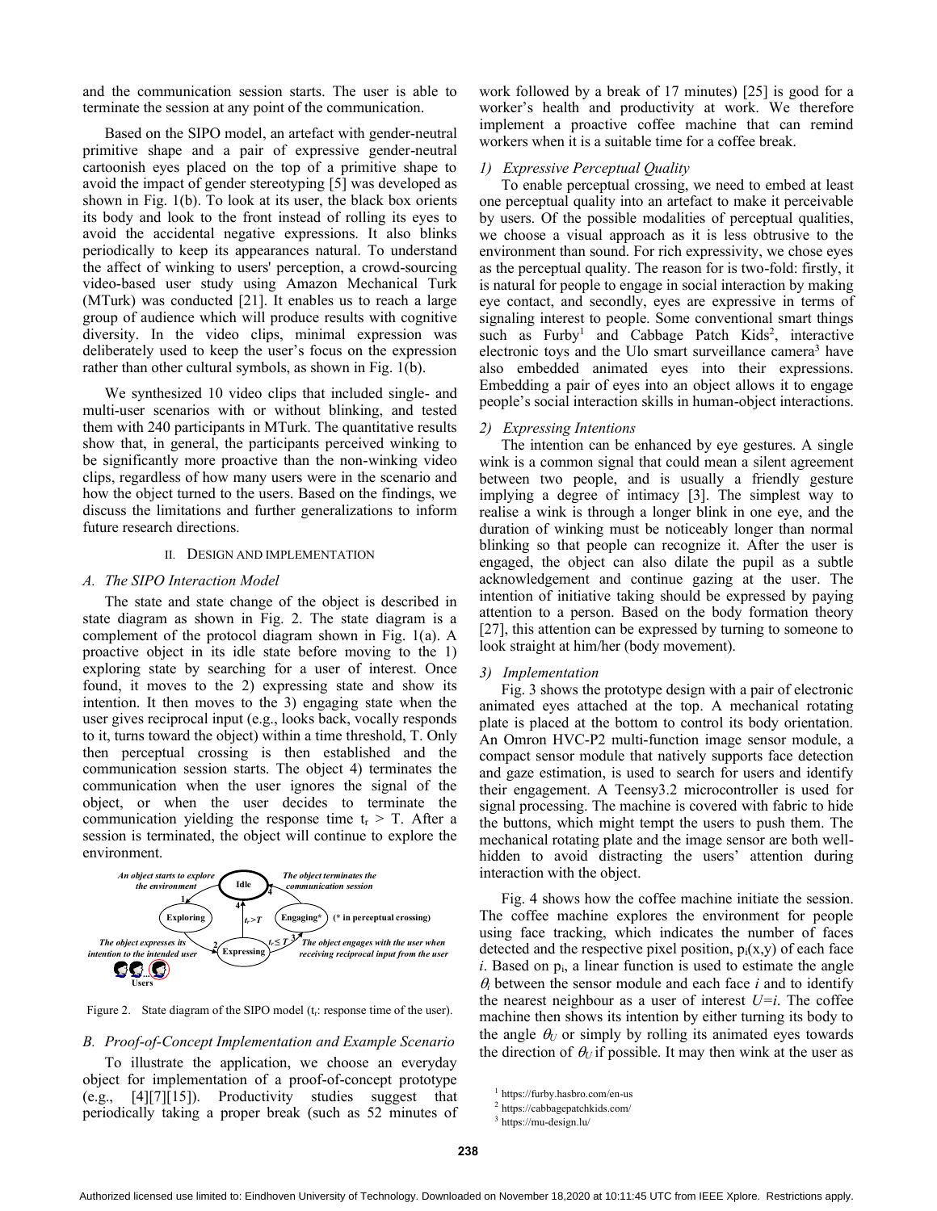and the communication session starts. The user is able to terminate the session at any point of the communication.

Based on the SIPO model, an artefact with gender-neutral primitive shape and a pair of expressive gender-neutral cartoonish eyes placed on the top of a primitive shape to avoid the impact of gender stereotyping [5] was developed as shown in Fig. 1(b). To look at its user, the black box orients its body and look to the front instead of rolling its eyes to avoid the accidental negative expressions. It also blinks periodically to keep its appearances natural. To understand the affect of winking to users' perception, a crowd-sourcing video-based user study using Amazon Mechanical Turk (MTurk) was conducted [21]. It enables us to reach a large group of audience which will produce results with cognitive diversity. In the video clips, minimal expression was deliberately used to keep the user's focus on the expression rather than other cultural symbols, as shown in Fig. 1(b).

We synthesized 10 video clips that included single- and multi-user scenarios with or without blinking, and tested them with 240 participants in MTurk. The quantitative results show that, in general, the participants perceived winking to be significantly more proactive than the non-winking video clips, regardless of how many users were in the scenario and how the object turned to the users. Based on the findings, we discuss the limitations and further generalizations to inform future research directions.

## II. Design and Implementation

### A. The SIPO Interaction Model

The state and state change of the object is described in state diagram as shown in Fig. 2. The state diagram is a complement of the protocol diagram shown in Fig. 1(a). A proactive object in its idle state before moving to the 1) exploring state by searching for a user of interest. Once found, it moves to the 2) expressing state and show its intention. It then moves to the 3) engaging state when the user gives reciprocal input (e.g., looks back, vocally responds to it, turns toward the object) within a time threshold, T. Only then perceptual crossing is then established and the communication session starts. The object 4) terminates the communication when the user ignores the signal of the object, or when the user decides to terminate the communication yielding the response time $t_r > T$. After a session is terminated, the object will continue to explore the environment.

Figure 2. State diagram of the SIPO model ($t_r$: response time of the user).

### B. Proof-of-Concept Implementation and Example Scenario

To illustrate the application, we choose an everyday object for implementation of a proof-of-concept prototype (e.g., [4][7][15]). Productivity studies suggest that periodically taking a proper break (such as 52 minutes of work followed by a break of 17 minutes) [25] is good for a worker's health and productivity at work. We therefore implement a proactive coffee machine that can remind workers when it is a suitable time for a coffee break.

#### 1) Expressive Perceptual Quality

To enable perceptual crossing, we need to embed at least one perceptual quality into an artefact to make it perceivable by users. Of the possible modalities of perceptual qualities, we choose a visual approach as it is less obtrusive to the environment than sound. For rich expressivity, we chose eyes as the perceptual quality. The reason for is two-fold: firstly, it is natural for people to engage in social interaction by making eye contact, and secondly, eyes are expressive in terms of signaling interest to people. Some conventional smart things such as Furby[1] and Cabbage Patch Kids[2], interactive electronic toys and the Ulo smart surveillance camera[3] have also embedded animated eyes into their expressions. Embedding a pair of eyes into an object allows it to engage people's social interaction skills in human-object interactions.

#### 2) Expressing Intentions

The intention can be enhanced by eye gestures. A single wink is a common signal that could mean a silent agreement between two people, and is usually a friendly gesture implying a degree of intimacy [3]. The simplest way to realise a wink is through a longer blink in one eye, and the duration of winking must be noticeably longer than normal blinking so that people can recognize it. After the user is engaged, the object can also dilate the pupil as a subtle acknowledgement and continue gazing at the user. The intention of initiative taking should be expressed by paying attention to a person. Based on the body formation theory [27], this attention can be expressed by turning to someone to look straight at him/her (body movement).

#### 3) Implementation

Fig. 3 shows the prototype design with a pair of electronic animated eyes attached at the top. A mechanical rotating plate is placed at the bottom to control its body orientation. An Omron HVC-P2 multi-function image sensor module, a compact sensor module that natively supports face detection and gaze estimation, is used to search for users and identify their engagement. A Teensy3.2 microcontroller is used for signal processing. The machine is covered with fabric to hide the buttons, which might tempt the users to push them. The mechanical rotating plate and the image sensor are both well-hidden to avoid distracting the users' attention during interaction with the object.

Fig. 4 shows how the coffee machine initiate the session. The coffee machine explores the environment for people using face tracking, which indicates the number of faces detected and the respective pixel position, $p_i(x,y)$ of each face $i$. Based on $p_i$, a linear function is used to estimate the angle $\theta_i$ between the sensor module and each face $i$ and to identify the nearest neighbour as a user of interest $U=i$. The coffee machine then shows its intention by either turning its body to the angle $\theta_U$ or simply by rolling its animated eyes towards the direction of $\theta_U$ if possible. It may then wink at the user as

[1] https://furby.hasbro.com/en-us
[2] https://cabbagepatchkids.com/
[3] https://mu-design.lu/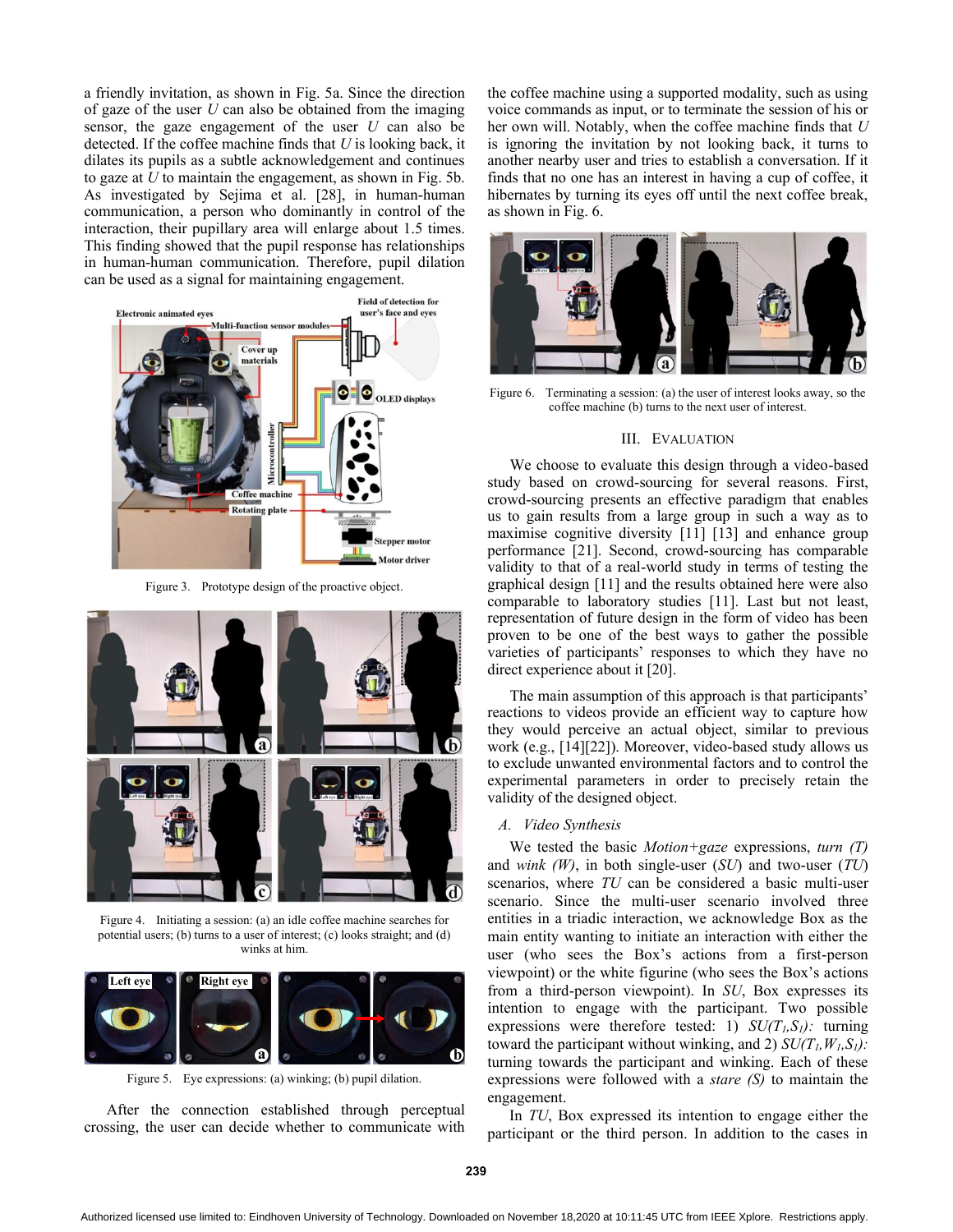a friendly invitation, as shown in Fig. 5a. Since the direction of gaze of the user $U$ can also be obtained from the imaging sensor, the gaze engagement of the user $U$ can also be detected. If the coffee machine finds that $U$ is looking back, it dilates its pupils as a subtle acknowledgement and continues to gaze at $U$ to maintain the engagement, as shown in Fig. 5b. As investigated by Sejima et al. [28], in human-human communication, a person who dominantly in control of the interaction, their pupillary area will enlarge about 1.5 times. This finding showed that the pupil response has relationships in human-human communication. Therefore, pupil dilation can be used as a signal for maintaining engagement.

Figure 3. Prototype design of the proactive object.

Figure 4. Initiating a session: (a) an idle coffee machine searches for potential users; (b) turns to a user of interest; (c) looks straight; and (d) winks at him.

Figure 5. Eye expressions: (a) winking; (b) pupil dilation.

After the connection established through perceptual crossing, the user can decide whether to communicate with the coffee machine using a supported modality, such as using voice commands as input, or to terminate the session of his or her own will. Notably, when the coffee machine finds that $U$ is ignoring the invitation by not looking back, it turns to another nearby user and tries to establish a conversation. If it finds that no one has an interest in having a cup of coffee, it hibernates by turning its eyes off until the next coffee break, as shown in Fig. 6.

Figure 6. Terminating a session: (a) the user of interest looks away, so the coffee machine (b) turns to the next user of interest.

## III. Evaluation

We choose to evaluate this design through a video-based study based on crowd-sourcing for several reasons. First, crowd-sourcing presents an effective paradigm that enables us to gain results from a large group in such a way as to maximise cognitive diversity [11] [13] and enhance group performance [21]. Second, crowd-sourcing has comparable validity to that of a real-world study in terms of testing the graphical design [11] and the results obtained here were also comparable to laboratory studies [11]. Last but not least, representation of future design in the form of video has been proven to be one of the best ways to gather the possible varieties of participants' responses to which they have no direct experience about it [20].

The main assumption of this approach is that participants' reactions to videos provide an efficient way to capture how they would perceive an actual object, similar to previous work (e.g., [14][22]). Moreover, video-based study allows us to exclude unwanted environmental factors and to control the experimental parameters in order to precisely retain the validity of the designed object.

### A. Video Synthesis

We tested the basic *Motion+gaze* expressions, *turn (T)* and *wink (W)*, in both single-user (*SU*) and two-user (*TU*) scenarios, where *TU* can be considered a basic multi-user scenario. Since the multi-user scenario involved three entities in a triadic interaction, we acknowledge Box as the main entity wanting to initiate an interaction with either the user (who sees the Box's actions from a first-person viewpoint) or the white figurine (who sees the Box's actions from a third-person viewpoint). In *SU*, Box expresses its intention to engage with the participant. Two possible expressions were therefore tested: 1) $SU(T_1,S_1)$: turning toward the participant without winking, and 2) $SU(T_1,W_1,S_1)$: turning towards the participant and winking. Each of these expressions were followed with a *stare (S)* to maintain the engagement.

In *TU*, Box expressed its intention to engage either the participant or the third person. In addition to the cases in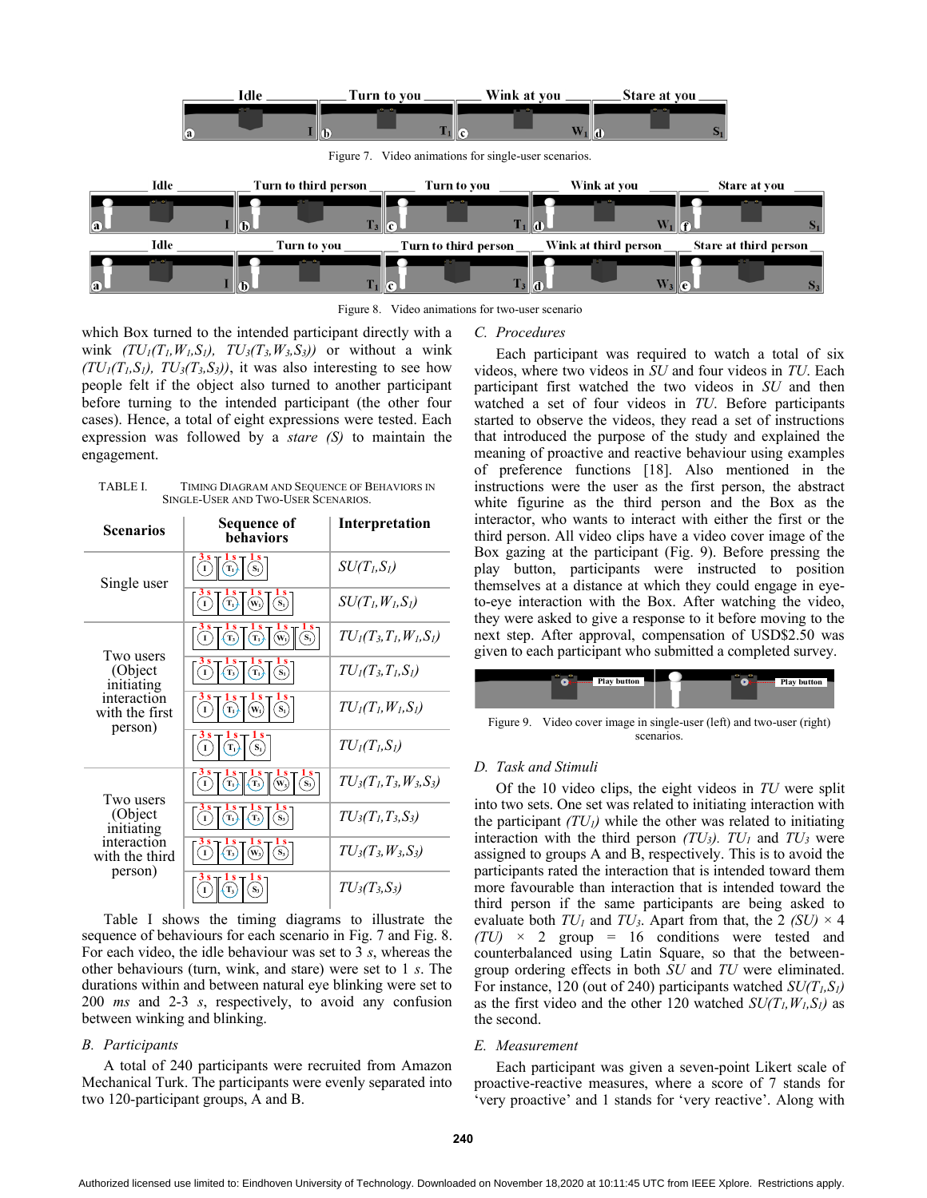Figure 7. Video animations for single-user scenarios.

Figure 8. Video animations for two-user scenario

which Box turned to the intended participant directly with a wink *($TU_1(T_1,W_1,S_1)$, $TU_3(T_3,W_3,S_3)$)* or without a wink *($TU_1(T_1,S_1)$, $TU_3(T_3,S_3)$)*, it was also interesting to see how people felt if the object also turned to another participant before turning to the intended participant (the other four cases). Hence, a total of eight expressions were tested. Each expression was followed by a *stare (S)* to maintain the engagement.

TABLE I. TIMING DIAGRAM AND SEQUENCE OF BEHAVIORS IN SINGLE-USER AND TWO-USER SCENARIOS.

| Scenarios | Sequence of behaviors | Interpretation |
|---|---|---|
| Single user | I (3 s) → $T_1$ (1 s) → $S_1$ (1 s) | $SU(T_1,S_1)$ |
| | I (3 s) → $T_1$ (1 s) → $W_1$ (1 s) → $S_1$ (1 s) | $SU(T_1,W_1,S_1)$ |
| Two users (Object initiating interaction with the first person) | I (3 s) → $T_3$ (1 s) → $T_1$ (1 s) → $W_1$ (1 s) → $S_1$ (1 s) | $TU_1(T_3,T_1,W_1,S_1)$ |
| | I (3 s) → $T_3$ (1 s) → $T_1$ (1 s) → $S_1$ (1 s) | $TU_1(T_3,T_1,S_1)$ |
| | I (3 s) → $T_1$ (1 s) → $W_1$ (1 s) → $S_1$ (1 s) | $TU_1(T_1,W_1,S_1)$ |
| | I (3 s) → $T_1$ (1 s) → $S_1$ (1 s) | $TU_1(T_1,S_1)$ |
| Two users (Object initiating interaction with the third person) | I (3 s) → $T_1$ (1 s) → $T_3$ (1 s) → $W_3$ (1 s) → $S_3$ (1 s) | $TU_3(T_1,T_3,W_3,S_3)$ |
| | I (3 s) → $T_1$ (1 s) → $T_3$ (1 s) → $S_3$ (1 s) | $TU_3(T_1,T_3,S_3)$ |
| | I (3 s) → $T_3$ (1 s) → $W_3$ (1 s) → $S_3$ (1 s) | $TU_3(T_3,W_3,S_3)$ |
| | I (3 s) → $T_3$ (1 s) → $S_3$ (1 s) | $TU_3(T_3,S_3)$ |

Table I shows the timing diagrams to illustrate the sequence of behaviors for each scenario in Fig. 7 and Fig. 8. For each video, the idle behaviour was set to 3 *s*, whereas the other behaviours (turn, wink, and stare) were set to 1 *s*. The durations within and between natural eye blinking were set to 200 *ms* and 2-3 *s*, respectively, to avoid any confusion between winking and blinking.

### B. Participants

A total of 240 participants were recruited from Amazon Mechanical Turk. The participants were evenly separated into two 120-participant groups, A and B.

### C. Procedures

Each participant was required to watch a total of six videos, where two videos in *SU* and four videos in *TU*. Each participant first watched the two videos in *SU* and then watched a set of four videos in *TU*. Before participants started to observe the videos, they read a set of instructions that introduced the purpose of the study and explained the meaning of proactive and reactive behaviour using examples of preference functions [18]. Also mentioned in the instructions were the user as the first person, the abstract white figurine as the third person and the Box as the interactor, who wants to interact with either the first or the third person. All video clips have a video cover image of the Box gazing at the participant (Fig. 9). Before pressing the play button, participants were instructed to position themselves at a distance at which they could engage in eye-to-eye interaction with the Box. After watching the video, they were asked to give a response to it before moving to the next step. After approval, compensation of USD$2.50 was given to each participant who submitted a completed survey.

Figure 9. Video cover image in single-user (left) and two-user (right) scenarios.

### D. Task and Stimuli

Of the 10 video clips, the eight videos in *TU* were split into two sets. One set was related to initiating interaction with the participant *($TU_1$)* while the other was related to initiating interaction with the third person *($TU_3$)*. $TU_1$ and $TU_3$ were assigned to groups A and B, respectively. This is to avoid the participants rated the interaction that is intended toward them more favourable than interaction that is intended toward the third person if the same participants are being asked to evaluate both $TU_1$ and $TU_3$. Apart from that, the 2 *(SU)* × 4 *(TU)* × 2 group = 16 conditions were tested and counterbalanced using Latin Square, so that the between-group ordering effects in both *SU* and *TU* were eliminated. For instance, 120 (out of 240) participants watched *$SU(T_1,S_1)$* as the first video and the other 120 watched *$SU(T_1,W_1,S_1)$* as the second.

### E. Measurement

Each participant was given a seven-point Likert scale of proactive-reactive measures, where a score of 7 stands for 'very proactive' and 1 stands for 'very reactive'. Along with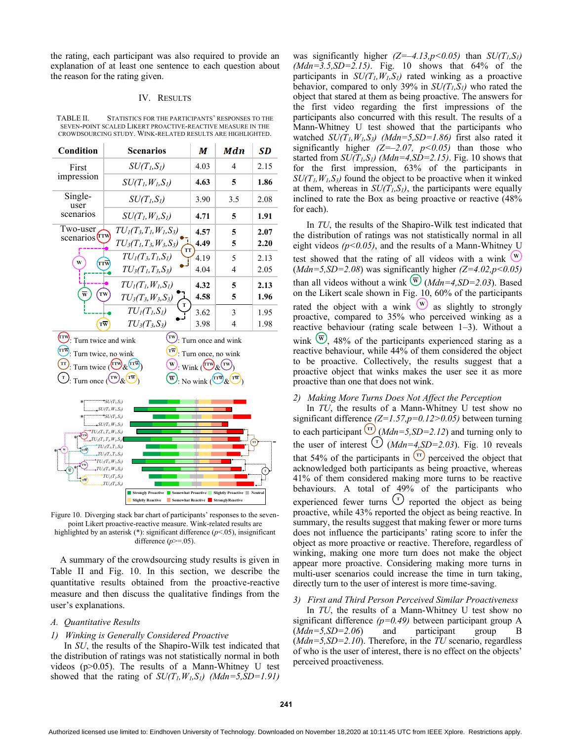the rating, each participant was also required to provide an explanation of at least one sentence to each question about the reason for the rating given.

## IV. Results

TABLE II. Statistics for the participants' responses to the seven-point scaled Likert proactive-reactive measure in the crowdsourcing study. Wink-related results are highlighted.

| Condition | Scenarios | *M* | *Mdn* | *SD* |
|---|---|---|---|---|
| First impression | $SU(T_1,S_1)$ | 4.03 | 4 | 2.15 |
| | $SU(T_1,W_1,S_1)$ | **4.63** | **5** | **1.86** |
| Single-user scenarios | $SU(T_1,S_1)$ | 3.90 | 3.5 | 2.08 |
| | $SU(T_1,W_1,S_1)$ | **4.71** | **5** | **1.91** |
| Two-user scenarios | $TU_1(T_3,T_1,W_1,S_3)$ | **4.57** | **5** | **2.07** |
| | $TU_3(T_1,T_3,W_3,S_3)$ | **4.49** | **5** | **2.20** |
| | $TU_1(T_3,T_1,S_1)$ | 4.19 | 5 | 2.13 |
| | $TU_3(T_1,T_3,S_3)$ | 4.04 | 4 | 2.05 |
| | $TU_1(T_1,W_1,S_1)$ | **4.32** | **5** | **2.13** |
| | $TU_3(T_3,W_3,S_3)$ | **4.58** | **5** | **1.96** |
| | $TU_1(T_1,S_1)$ | 3.62 | 3 | 1.95 |
| | $TU_3(T_3,S_3)$ | 3.98 | 4 | 1.98 |

TTW: Turn twice and wink; TW: Turn once and wink; TTW̄: Turn twice, no wink; TW̄: Turn once, no wink; TT: Turn twice (TTW & TTW̄); W: Wink (TTW & TW); T: Turn once (TW & TW̄); W̄: No wink (TTW̄ & TW̄)

Figure 10. Diverging stack bar chart of participants' responses to the seven-point Likert proactive-reactive measure. Wink-related results are highlighted by an asterisk (*): significant difference ($p$<.05), insignificant difference ($p$>=.05).

A summary of the crowdsourcing study results is given in Table II and Fig. 10. In this section, we describe the quantitative results obtained from the proactive-reactive measure and then discuss the qualitative findings from the user's explanations.

### A. Quantitative Results

#### 1) Winking is Generally Considered Proactive

In *SU*, the results of the Shapiro-Wilk test indicated that the distribution of ratings was not statistically normal in both videos (p>0.05). The results of a Mann-Whitney U test showed that the rating of $SU(T_1,W_1,S_1)$ $(Mdn=5,SD=1.91)$ was significantly higher $(Z=-4.13,p<0.05)$ than $SU(T_1,S_1)$ $(Mdn=3.5,SD=2.15)$. Fig. 10 shows that 64% of the participants in $SU(T_1,W_1,S_1)$ rated winking as a proactive behavior, compared to only 39% in $SU(T_1,S_1)$ who rated the object that stared at them as being proactive. The answers for the first video regarding the first impressions of the participants also concurred with this result. The results of a Mann-Whitney U test showed that the participants who watched $SU(T_1,W_1,S_3)$ $(Mdn=5,SD=1.86)$ first also rated it significantly higher $(Z=-2.07,\ p<0.05)$ than those who started from $SU(T_1,S_1)$ $(Mdn=4,SD=2.15)$. Fig. 10 shows that for the first impression, 63% of the participants in $SU(T_1,W_1,S_3)$ found the object to be proactive when it winked at them, whereas in $SU(T_1,S_1)$, the participants were equally inclined to rate the Box as being proactive or reactive (48% for each).

In *TU*, the results of the Shapiro-Wilk test indicated that the distribution of ratings was not statistically normal in all eight videos $(p<0.05)$, and the results of a Mann-Whitney U test showed that the rating of all videos with a wink (W) $(Mdn=5,SD=2.08)$ was significantly higher $(Z=4.02,p<0.05)$ than all videos without a wink (W̄) $(Mdn=4,SD=2.03)$. Based on the Likert scale shown in Fig. 10, 60% of the participants rated the object with a wink (W) as slightly to strongly proactive, compared to 35% who perceived winking as a reactive behaviour (rating scale between 1–3). Without a wink (W̄), 48% of the participants experienced staring as a reactive behaviour, while 44% of them considered the object to be proactive. Collectively, the results suggest that a proactive object that winks makes the user see it as more proactive than one that does not wink.

#### 2) Making More Turns Does Not Affect the Perception

In *TU*, the results of a Mann-Whitney U test show no significant difference $(Z=1.57,p=0.12>0.05)$ between turning to each participant (TT) $(Mdn=5,SD=2.12)$ and turning only to the user of interest (T) $(Mdn=4,SD=2.03)$. Fig. 10 reveals that 54% of the participants in (TT) perceived the object that acknowledged both participants as being proactive, whereas 41% of them considered making more turns to be reactive behaviours. A total of 49% of the participants who experienced fewer turns (T) reported the object as being proactive, while 43% reported the object as being reactive. In summary, the results suggest that making fewer or more turns does not influence the participants' rating score to infer the object as more proactive or reactive. Therefore, regardless of winking, making one more turn does not make the object appear more proactive. Considering making more turns in multi-user scenarios could increase the time in turn taking, directly turn to the user of interest is more time-saving.

#### 3) First and Third Person Perceived Similar Proactiveness

In *TU*, the results of a Mann-Whitney U test show no significant difference $(p=0.49)$ between participant group A $(Mdn=5,SD=2.06)$ and participant group B $(Mdn=5,SD=2.10)$. Therefore, in the *TU* scenario, regardless of who is the user of interest, there is no effect on the objects' perceived proactiveness.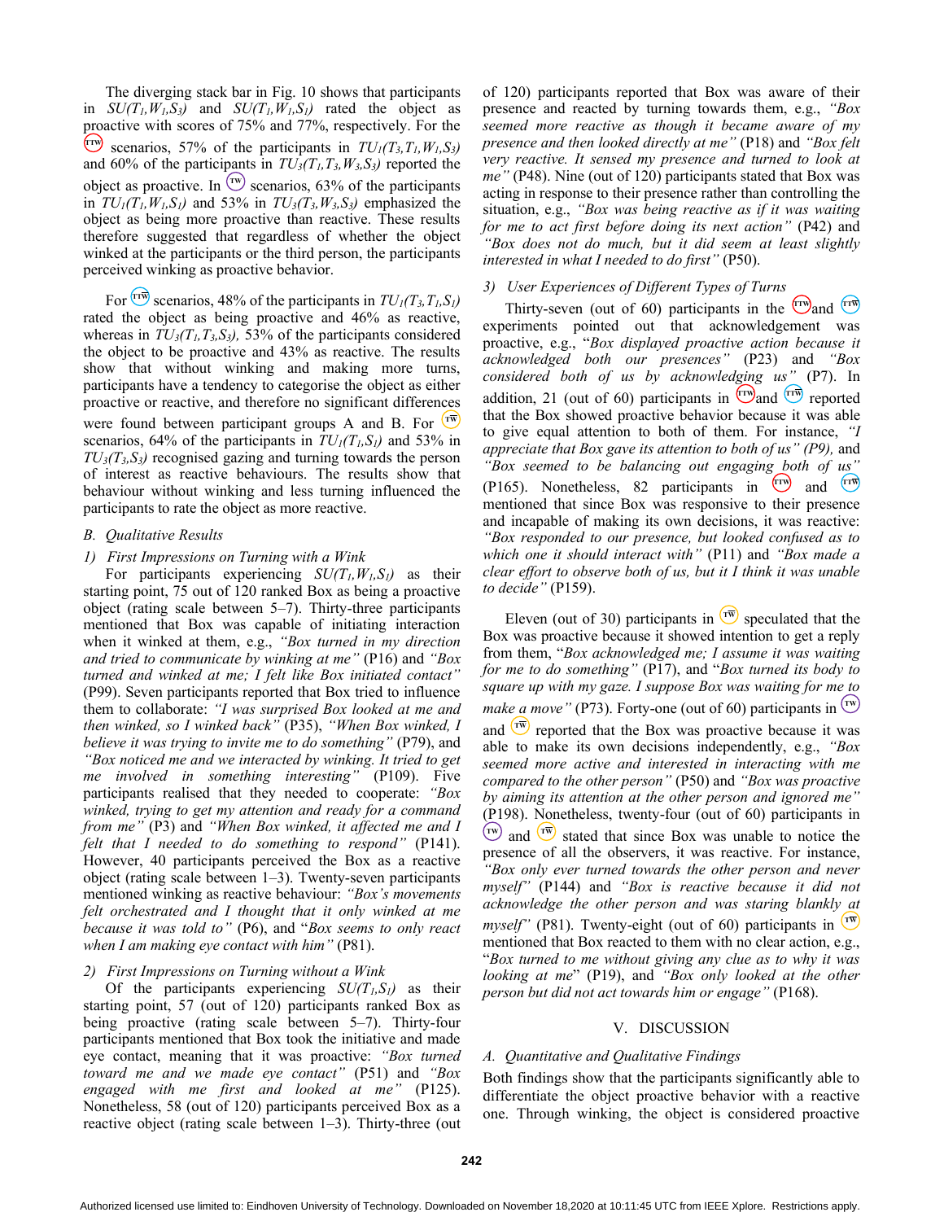The diverging stack bar in Fig. 10 shows that participants in $SU(T_1,W_1,S_3)$ and $SU(T_1,W_1,S_1)$ rated the object as proactive with scores of 75% and 77%, respectively. For the TTW scenarios, 57% of the participants in $TU_1(T_3,T_1,W_1,S_3)$ and 60% of the participants in $TU_3(T_1,T_3,W_3,S_3)$ reported the object as proactive. In TW scenarios, 63% of the participants in $TU_1(T_1,W_1,S_1)$ and 53% in $TU_3(T_3,W_3,S_3)$ emphasized the object as being more proactive than reactive. These results therefore suggested that regardless of whether the object winked at the participants or the third person, the participants perceived winking as proactive behavior.

For TTW scenarios, 48% of the participants in $TU_1(T_3,T_1,S_1)$ rated the object as being proactive and 46% as reactive, whereas in $TU_3(T_1,T_3,S_3)$, 53% of the participants considered the object to be proactive and 43% as reactive. The results show that without winking and making more turns, participants have a tendency to categorise the object as either proactive or reactive, and therefore no significant differences were found between participant groups A and B. For TW scenarios, 64% of the participants in $TU_1(T_1,S_1)$ and 53% in $TU_3(T_3,S_3)$ recognised gazing and turning towards the person of interest as reactive behaviours. The results show that behaviour without winking and less turning influenced the participants to rate the object as more reactive.

## B. Qualitative Results

### 1) First Impressions on Turning with a Wink

For participants experiencing $SU(T_1,W_1,S_1)$ as their starting point, 75 out of 120 ranked Box as being a proactive object (rating scale between 5–7). Thirty-three participants mentioned that Box was capable of initiating interaction when it winked at them, e.g., *"Box turned in my direction and tried to communicate by winking at me"* (P16) and *"Box turned and winked at me; I felt like Box initiated contact"* (P99). Seven participants reported that Box tried to influence them to collaborate: *"I was surprised Box looked at me and then winked, so I winked back"* (P35), *"When Box winked, I believe it was trying to invite me to do something"* (P79), and *"Box noticed me and we interacted by winking. It tried to get me involved in something interesting"* (P109). Five participants realised that they needed to cooperate: *"Box winked, trying to get my attention and ready for a command from me"* (P3) and *"When Box winked, it affected me and I felt that I needed to do something to respond"* (P141). However, 40 participants perceived the Box as a reactive object (rating scale between 1–3). Twenty-seven participants mentioned winking as reactive behaviour: *"Box's movements felt orchestrated and I thought that it only winked at me because it was told to"* (P6), and "*Box seems to only react when I am making eye contact with him"* (P81).

### 2) First Impressions on Turning without a Wink

Of the participants experiencing $SU(T_1,S_1)$ as their starting point, 57 (out of 120) participants ranked Box as being proactive (rating scale between 5–7). Thirty-four participants mentioned that Box took the initiative and made eye contact, meaning that it was proactive: *"Box turned toward me and we made eye contact"* (P51) and *"Box engaged with me first and looked at me"* (P125). Nonetheless, 58 (out of 120) participants perceived Box as a reactive object (rating scale between 1–3). Thirty-three (out of 120) participants reported that Box was aware of their presence and reacted by turning towards them, e.g., *"Box seemed more reactive as though it became aware of my presence and then looked directly at me"* (P18) and *"Box felt very reactive. It sensed my presence and turned to look at me"* (P48). Nine (out of 120) participants stated that Box was acting in response to their presence rather than controlling the situation, e.g., *"Box was being reactive as if it was waiting for me to act first before doing its next action"* (P42) and *"Box does not do much, but it did seem at least slightly interested in what I needed to do first"* (P50).

### 3) User Experiences of Different Types of Turns

Thirty-seven (out of 60) participants in the TTW and TTW experiments pointed out that acknowledgement was proactive, e.g., "*Box displayed proactive action because it acknowledged both our presences"* (P23) and *"Box considered both of us by acknowledging us"* (P7). In addition, 21 (out of 60) participants in TTW and TTW reported that the Box showed proactive behavior because it was able to give equal attention to both of them. For instance, *"I appreciate that Box gave its attention to both of us" (P9),* and *"Box seemed to be balancing out engaging both of us"* (P165). Nonetheless, 82 participants in TTW and TTW mentioned that since Box was responsive to their presence and incapable of making its own decisions, it was reactive: *"Box responded to our presence, but looked confused as to which one it should interact with"* (P11) and *"Box made a clear effort to observe both of us, but it I think it was unable to decide"* (P159).

Eleven (out of 30) participants in TW speculated that the Box was proactive because it showed intention to get a reply from them, "*Box acknowledged me; I assume it was waiting for me to do something"* (P17), and "*Box turned its body to square up with my gaze. I suppose Box was waiting for me to make a move"* (P73). Forty-one (out of 60) participants in TW and TW reported that the Box was proactive because it was able to make its own decisions independently, e.g., *"Box seemed more active and interested in interacting with me compared to the other person"* (P50) and *"Box was proactive by aiming its attention at the other person and ignored me"* (P198). Nonetheless, twenty-four (out of 60) participants in TW and TW stated that since Box was unable to notice the presence of all the observers, it was reactive. For instance, *"Box only ever turned towards the other person and never myself"* (P144) and *"Box is reactive because it did not acknowledge the other person and was staring blankly at myself"* (P81). Twenty-eight (out of 60) participants in TW mentioned that Box reacted to them with no clear action, e.g., "*Box turned to me without giving any clue as to why it was looking at me"* (P19), and *"Box only looked at the other person but did not act towards him or engage"* (P168).

# V. DISCUSSION

## A. Quantitative and Qualitative Findings

Both findings show that the participants significantly able to differentiate the object proactive behavior with a reactive one. Through winking, the object is considered proactive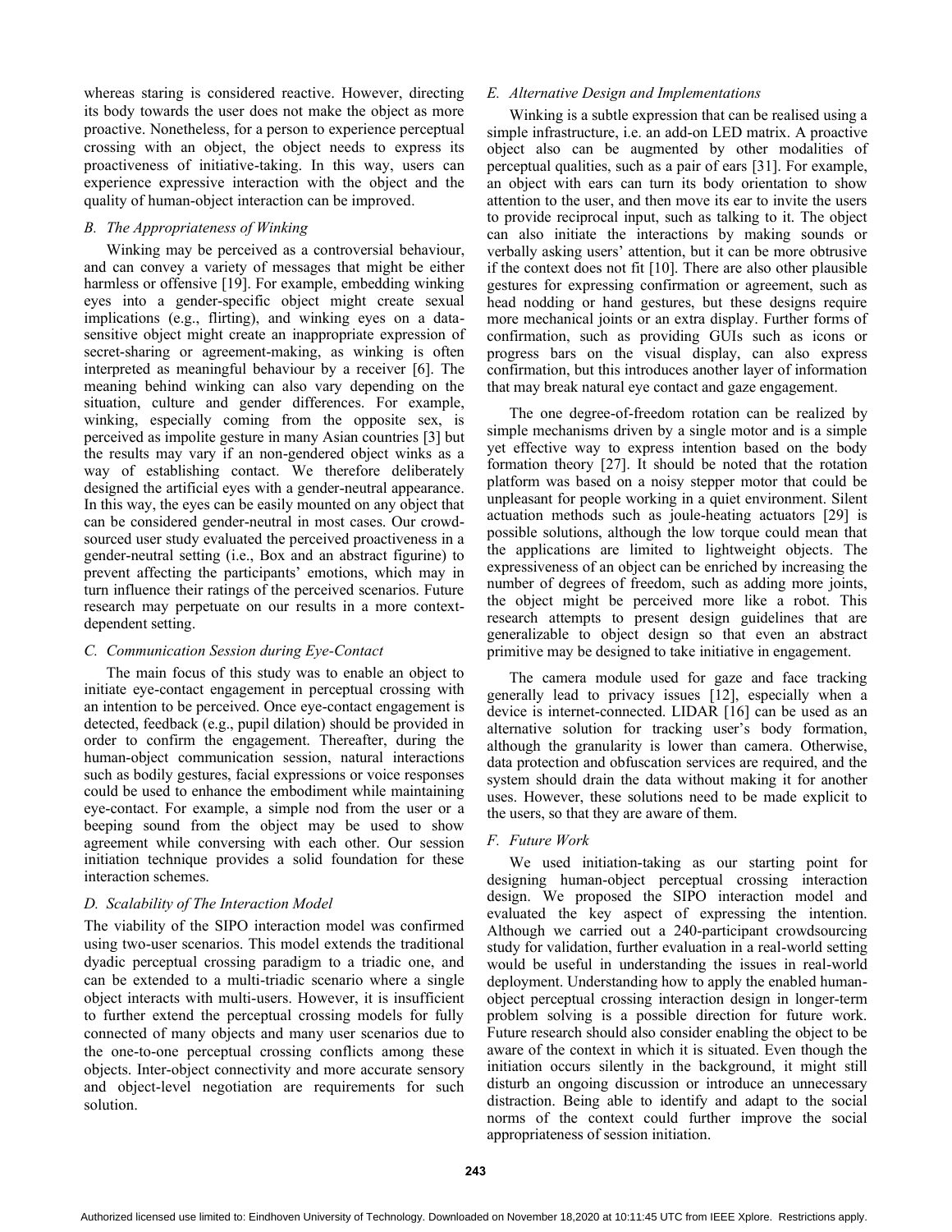whereas staring is considered reactive. However, directing its body towards the user does not make the object as more proactive. Nonetheless, for a person to experience perceptual crossing with an object, the object needs to express its proactiveness of initiative-taking. In this way, users can experience expressive interaction with the object and the quality of human-object interaction can be improved.

### *B. The Appropriateness of Winking*

Winking may be perceived as a controversial behaviour, and can convey a variety of messages that might be either harmless or offensive [19]. For example, embedding winking eyes into a gender-specific object might create sexual implications (e.g., flirting), and winking eyes on a data-sensitive object might create an inappropriate expression of secret-sharing or agreement-making, as winking is often interpreted as meaningful behaviour by a receiver [6]. The meaning behind winking can also vary depending on the situation, culture and gender differences. For example, winking, especially coming from the opposite sex, is perceived as impolite gesture in many Asian countries [3] but the results may vary if an non-gendered object winks as a way of establishing contact. We therefore deliberately designed the artificial eyes with a gender-neutral appearance. In this way, the eyes can be easily mounted on any object that can be considered gender-neutral in most cases. Our crowd-sourced user study evaluated the perceived proactiveness in a gender-neutral setting (i.e., Box and an abstract figurine) to prevent affecting the participants' emotions, which may in turn influence their ratings of the perceived scenarios. Future research may perpetuate on our results in a more context-dependent setting.

### *C. Communication Session during Eye-Contact*

The main focus of this study was to enable an object to initiate eye-contact engagement in perceptual crossing with an intention to be perceived. Once eye-contact engagement is detected, feedback (e.g., pupil dilation) should be provided in order to confirm the engagement. Thereafter, during the human-object communication session, natural interactions such as bodily gestures, facial expressions or voice responses could be used to enhance the embodiment while maintaining eye-contact. For example, a simple nod from the user or a beeping sound from the object may be used to show agreement while conversing with each other. Our session initiation technique provides a solid foundation for these interaction schemes.

### *D. Scalability of The Interaction Model*

The viability of the SIPO interaction model was confirmed using two-user scenarios. This model extends the traditional dyadic perceptual crossing paradigm to a triadic one, and can be extended to a multi-triadic scenario where a single object interacts with multi-users. However, it is insufficient to further extend the perceptual crossing models for fully connected of many objects and many user scenarios due to the one-to-one perceptual crossing conflicts among these objects. Inter-object connectivity and more accurate sensory and object-level negotiation are requirements for such solution.

### *E. Alternative Design and Implementations*

Winking is a subtle expression that can be realised using a simple infrastructure, i.e. an add-on LED matrix. A proactive object also can be augmented by other modalities of perceptual qualities, such as a pair of ears [31]. For example, an object with ears can turn its body orientation to show attention to the user, and then move its ear to invite the users to provide reciprocal input, such as talking to it. The object can also initiate the interactions by making sounds or verbally asking users' attention, but it can be more obtrusive if the context does not fit [10]. There are also other plausible gestures for expressing confirmation or agreement, such as head nodding or hand gestures, but these designs require more mechanical joints or an extra display. Further forms of confirmation, such as providing GUIs such as icons or progress bars on the visual display, can also express confirmation, but this introduces another layer of information that may break natural eye contact and gaze engagement.

The one degree-of-freedom rotation can be realized by simple mechanisms driven by a single motor and is a simple yet effective way to express intention based on the body formation theory [27]. It should be noted that the rotation platform was based on a noisy stepper motor that could be unpleasant for people working in a quiet environment. Silent actuation methods such as joule-heating actuators [29] is possible solutions, although the low torque could mean that the applications are limited to lightweight objects. The expressiveness of an object can be enriched by increasing the number of degrees of freedom, such as adding more joints, the object might be perceived more like a robot. This research attempts to present design guidelines that are generalizable to object design so that even an abstract primitive may be designed to take initiative in engagement.

The camera module used for gaze and face tracking generally lead to privacy issues [12], especially when a device is internet-connected. LIDAR [16] can be used as an alternative solution for tracking user's body formation, although the granularity is lower than camera. Otherwise, data protection and obfuscation services are required, and the system should drain the data without making it for another uses. However, these solutions need to be made explicit to the users, so that they are aware of them.

### *F. Future Work*

We used initiation-taking as our starting point for designing human-object perceptual crossing interaction design. We proposed the SIPO interaction model and evaluated the key aspect of expressing the intention. Although we carried out a 240-participant crowdsourcing study for validation, further evaluation in a real-world setting would be useful in understanding the issues in real-world deployment. Understanding how to apply the enabled human-object perceptual crossing interaction design in longer-term problem solving is a possible direction for future work. Future research should also consider enabling the object to be aware of the context in which it is situated. Even though the initiation occurs silently in the background, it might still disturb an ongoing discussion or introduce an unnecessary distraction. Being able to identify and adapt to the social norms of the context could further improve the social appropriateness of session initiation.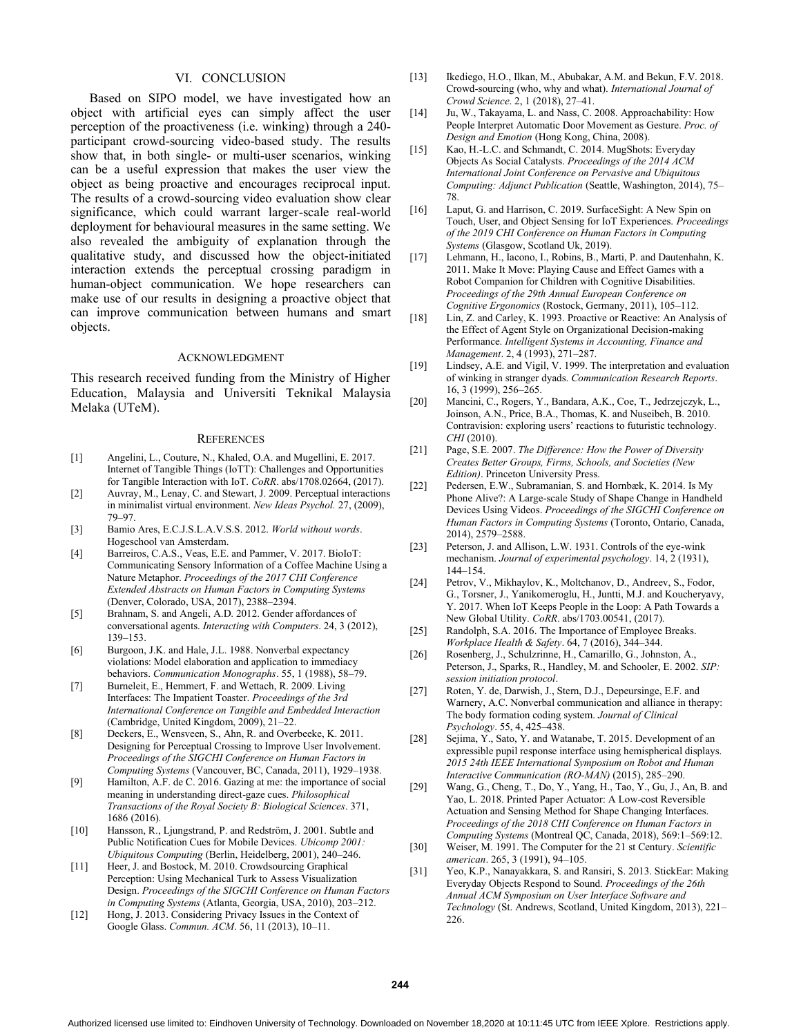## VI. CONCLUSION

Based on SIPO model, we have investigated how an object with artificial eyes can simply affect the user perception of the proactiveness (i.e. winking) through a 240-participant crowd-sourcing video-based study. The results show that, in both single- or multi-user scenarios, winking can be a useful expression that makes the user view the object as being proactive and encourages reciprocal input. The results of a crowd-sourcing video evaluation show clear significance, which could warrant larger-scale real-world deployment for behavioural measures in the same setting. We also revealed the ambiguity of explanation through the qualitative study, and discussed how the object-initiated interaction extends the perceptual crossing paradigm in human-object communication. We hope researchers can make use of our results in designing a proactive object that can improve communication between humans and smart objects.

## ACKNOWLEDGMENT

This research received funding from the Ministry of Higher Education, Malaysia and Universiti Teknikal Malaysia Melaka (UTeM).

## REFERENCES

[1] Angelini, L., Couture, N., Khaled, O.A. and Mugellini, E. 2017. Internet of Tangible Things (IoTT): Challenges and Opportunities for Tangible Interaction with IoT. *CoRR*. abs/1708.02664, (2017).

[2] Auvray, M., Lenay, C. and Stewart, J. 2009. Perceptual interactions in minimalist virtual environment. *New Ideas Psychol.* 27, (2009), 79–97.

[3] Bamio Ares, E.C.J.S.L.A.V.S.S. 2012. *World without words*. Hogeschool van Amsterdam.

[4] Barreiros, C.A.S., Veas, E.E. and Pammer, V. 2017. BioIoT: Communicating Sensory Information of a Coffee Machine Using a Nature Metaphor. *Proceedings of the 2017 CHI Conference Extended Abstracts on Human Factors in Computing Systems* (Denver, Colorado, USA, 2017), 2388–2394.

[5] Brahnam, S. and Angeli, A.D. 2012. Gender affordances of conversational agents. *Interacting with Computers*. 24, 3 (2012), 139–153.

[6] Burgoon, J.K. and Hale, J.L. 1988. Nonverbal expectancy violations: Model elaboration and application to immediacy behaviors. *Communication Monographs*. 55, 1 (1988), 58–79.

[7] Burneleit, E., Hemmert, F. and Wettach, R. 2009. Living Interfaces: The Impatient Toaster. *Proceedings of the 3rd International Conference on Tangible and Embedded Interaction* (Cambridge, United Kingdom, 2009), 21–22.

[8] Deckers, E., Wensveen, S., Ahn, R. and Overbeeke, K. 2011. Designing for Perceptual Crossing to Improve User Involvement. *Proceedings of the SIGCHI Conference on Human Factors in Computing Systems* (Vancouver, BC, Canada, 2011), 1929–1938.

[9] Hamilton, A.F. de C. 2016. Gazing at me: the importance of social meaning in understanding direct-gaze cues. *Philosophical Transactions of the Royal Society B: Biological Sciences*. 371, 1686 (2016).

[10] Hansson, R., Ljungstrand, P. and Redström, J. 2001. Subtle and Public Notification Cues for Mobile Devices. *Ubicomp 2001: Ubiquitous Computing* (Berlin, Heidelberg, 2001), 240–246.

[11] Heer, J. and Bostock, M. 2010. Crowdsourcing Graphical Perception: Using Mechanical Turk to Assess Visualization Design. *Proceedings of the SIGCHI Conference on Human Factors in Computing Systems* (Atlanta, Georgia, USA, 2010), 203–212.

[12] Hong, J. 2013. Considering Privacy Issues in the Context of Google Glass. *Commun. ACM*. 56, 11 (2013), 10–11.

[13] Ikediego, H.O., Ilkan, M., Abubakar, A.M. and Bekun, F.V. 2018. Crowd-sourcing (who, why and what). *International Journal of Crowd Science*. 2, 1 (2018), 27–41.

[14] Ju, W., Takayama, L. and Nass, C. 2008. Approachability: How People Interpret Automatic Door Movement as Gesture. *Proc. of Design and Emotion* (Hong Kong, China, 2008).

[15] Kao, H.-L.C. and Schmandt, C. 2014. MugShots: Everyday Objects As Social Catalysts. *Proceedings of the 2014 ACM International Joint Conference on Pervasive and Ubiquitous Computing: Adjunct Publication* (Seattle, Washington, 2014), 75–78.

[16] Laput, G. and Harrison, C. 2019. SurfaceSight: A New Spin on Touch, User, and Object Sensing for IoT Experiences. *Proceedings of the 2019 CHI Conference on Human Factors in Computing Systems* (Glasgow, Scotland Uk, 2019).

[17] Lehmann, H., Iacono, I., Robins, B., Marti, P. and Dautenhahn, K. 2011. Make It Move: Playing Cause and Effect Games with a Robot Companion for Children with Cognitive Disabilities. *Proceedings of the 29th Annual European Conference on Cognitive Ergonomics* (Rostock, Germany, 2011), 105–112.

[18] Lin, Z. and Carley, K. 1993. Proactive or Reactive: An Analysis of the Effect of Agent Style on Organizational Decision-making Performance. *Intelligent Systems in Accounting, Finance and Management*. 2, 4 (1993), 271–287.

[19] Lindsey, A.E. and Vigil, V. 1999. The interpretation and evaluation of winking in stranger dyads. *Communication Research Reports*. 16, 3 (1999), 256–265.

[20] Mancini, C., Rogers, Y., Bandara, A.K., Coe, T., Jedrzejczyk, L., Joinson, A.N., Price, B.A., Thomas, K. and Nuseibeh, B. 2010. Contravision: exploring users' reactions to futuristic technology. *CHI* (2010).

[21] Page, S.E. 2007. *The Difference: How the Power of Diversity Creates Better Groups, Firms, Schools, and Societies (New Edition)*. Princeton University Press.

[22] Pedersen, E.W., Subramanian, S. and Hornbæk, K. 2014. Is My Phone Alive?: A Large-scale Study of Shape Change in Handheld Devices Using Videos. *Proceedings of the SIGCHI Conference on Human Factors in Computing Systems* (Toronto, Ontario, Canada, 2014), 2579–2588.

[23] Peterson, J. and Allison, L.W. 1931. Controls of the eye-wink mechanism. *Journal of experimental psychology*. 14, 2 (1931), 144–154.

[24] Petrov, V., Mikhaylov, K., Moltchanov, D., Andreev, S., Fodor, G., Torsner, J., Yanikomeroglu, H., Juntti, M.J. and Koucheryavy, Y. 2017. When IoT Keeps People in the Loop: A Path Towards a New Global Utility. *CoRR*. abs/1703.00541, (2017).

[25] Randolph, S.A. 2016. The Importance of Employee Breaks. *Workplace Health & Safety*. 64, 7 (2016), 344–344.

[26] Rosenberg, J., Schulzrinne, H., Camarillo, G., Johnston, A., Peterson, J., Sparks, R., Handley, M. and Schooler, E. 2002. *SIP: session initiation protocol*.

[27] Roten, Y. de, Darwish, J., Stern, D.J., Depeursinge, E.F. and Warnery, A.C. Nonverbal communication and alliance in therapy: The body formation coding system. *Journal of Clinical Psychology*. 55, 4, 425–438.

[28] Sejima, Y., Sato, Y. and Watanabe, T. 2015. Development of an expressible pupil response interface using hemispherical displays. *2015 24th IEEE International Symposium on Robot and Human Interactive Communication (RO-MAN)* (2015), 285–290.

[29] Wang, G., Cheng, T., Do, Y., Yang, H., Tao, Y., Gu, J., An, B. and Yao, L. 2018. Printed Paper Actuator: A Low-cost Reversible Actuation and Sensing Method for Shape Changing Interfaces. *Proceedings of the 2018 CHI Conference on Human Factors in Computing Systems* (Montreal QC, Canada, 2018), 569:1–569:12.

[30] Weiser, M. 1991. The Computer for the 21 st Century. *Scientific american*. 265, 3 (1991), 94–105.

[31] Yeo, K.P., Nanayakkara, S. and Ransiri, S. 2013. StickEar: Making Everyday Objects Respond to Sound. *Proceedings of the 26th Annual ACM Symposium on User Interface Software and Technology* (St. Andrews, Scotland, United Kingdom, 2013), 221–226.